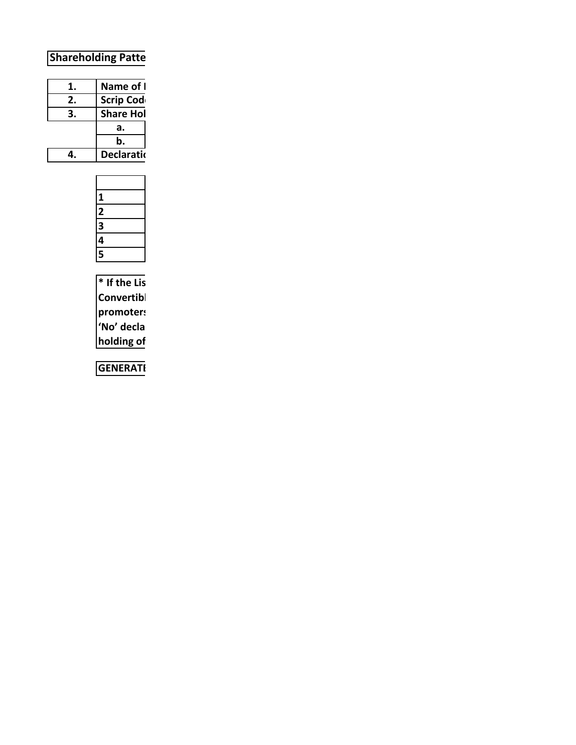**Shareholding Patte**

| 1. | Name of I |
|---|---|
| 2. | Scrip Cod |
| 3. | Share Hol |
| | a. |
| | b. |
| 4. | Declaratio |

| |
|---|
| 1 |
| 2 |
| 3 |
| 4 |
| 5 |

**\* If the Lis**
**Convertibl**
**promoters**
**'No' decla**
**holding of**

**GENERATE**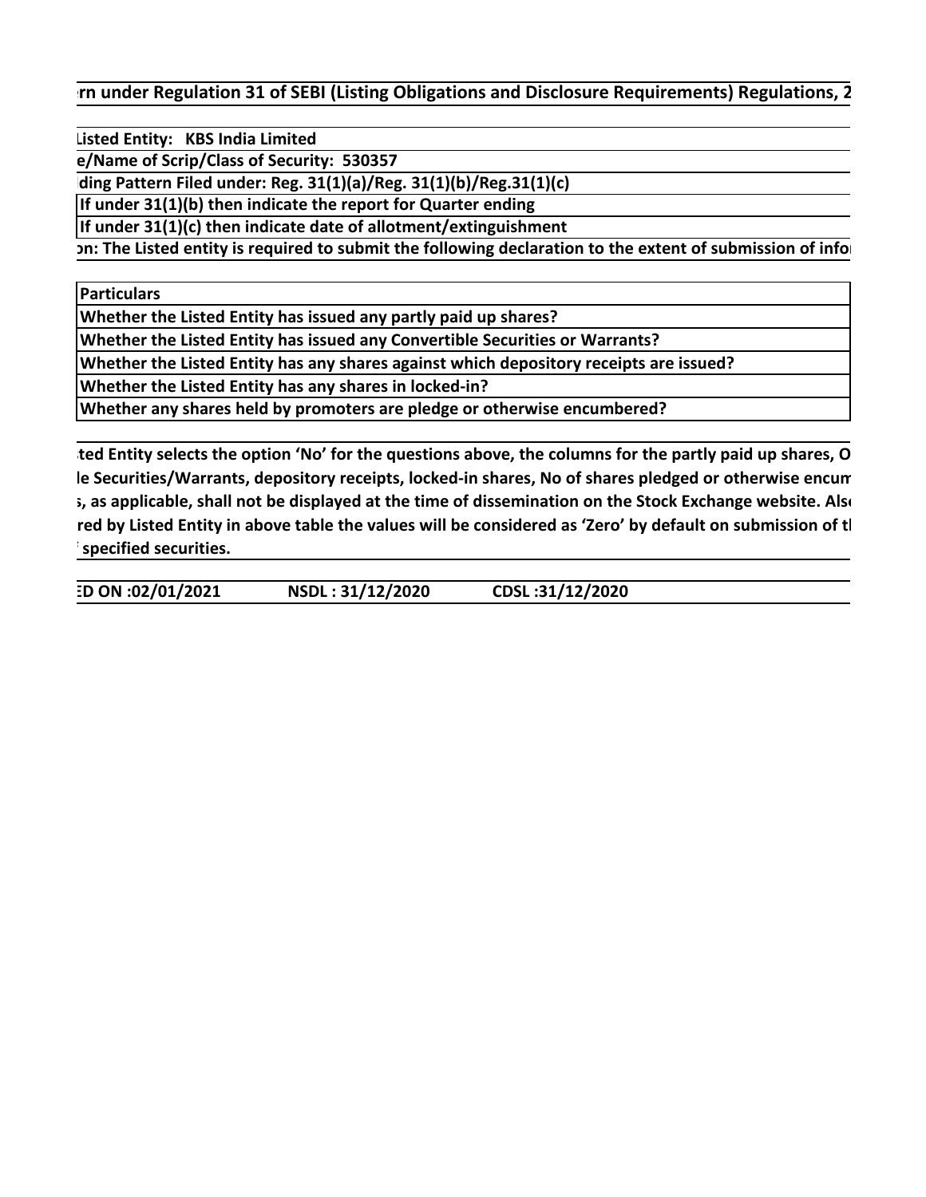**rn under Regulation 31 of SEBI (Listing Obligations and Disclosure Requirements) Regulations, 2**

**Listed Entity: KBS India Limited**

**e/Name of Scrip/Class of Security: 530357**

**ding Pattern Filed under: Reg. 31(1)(a)/Reg. 31(1)(b)/Reg.31(1)(c)**

**If under 31(1)(b) then indicate the report for Quarter ending**

**If under 31(1)(c) then indicate date of allotment/extinguishment**

**on: The Listed entity is required to submit the following declaration to the extent of submission of info**

| Particulars |
|---|
| Whether the Listed Entity has issued any partly paid up shares? |
| Whether the Listed Entity has issued any Convertible Securities or Warrants? |
| Whether the Listed Entity has any shares against which depository receipts are issued? |
| Whether the Listed Entity has any shares in locked-in? |
| Whether any shares held by promoters are pledge or otherwise encumbered? |

**ted Entity selects the option 'No' for the questions above, the columns for the partly paid up shares, O le Securities/Warrants, depository receipts, locked-in shares, No of shares pledged or otherwise encum s, as applicable, shall not be displayed at the time of dissemination on the Stock Exchange website. Als red by Listed Entity in above table the values will be considered as 'Zero' by default on submission of t specified securities.**

**ED ON :02/01/2021 NSDL : 31/12/2020 CDSL :31/12/2020**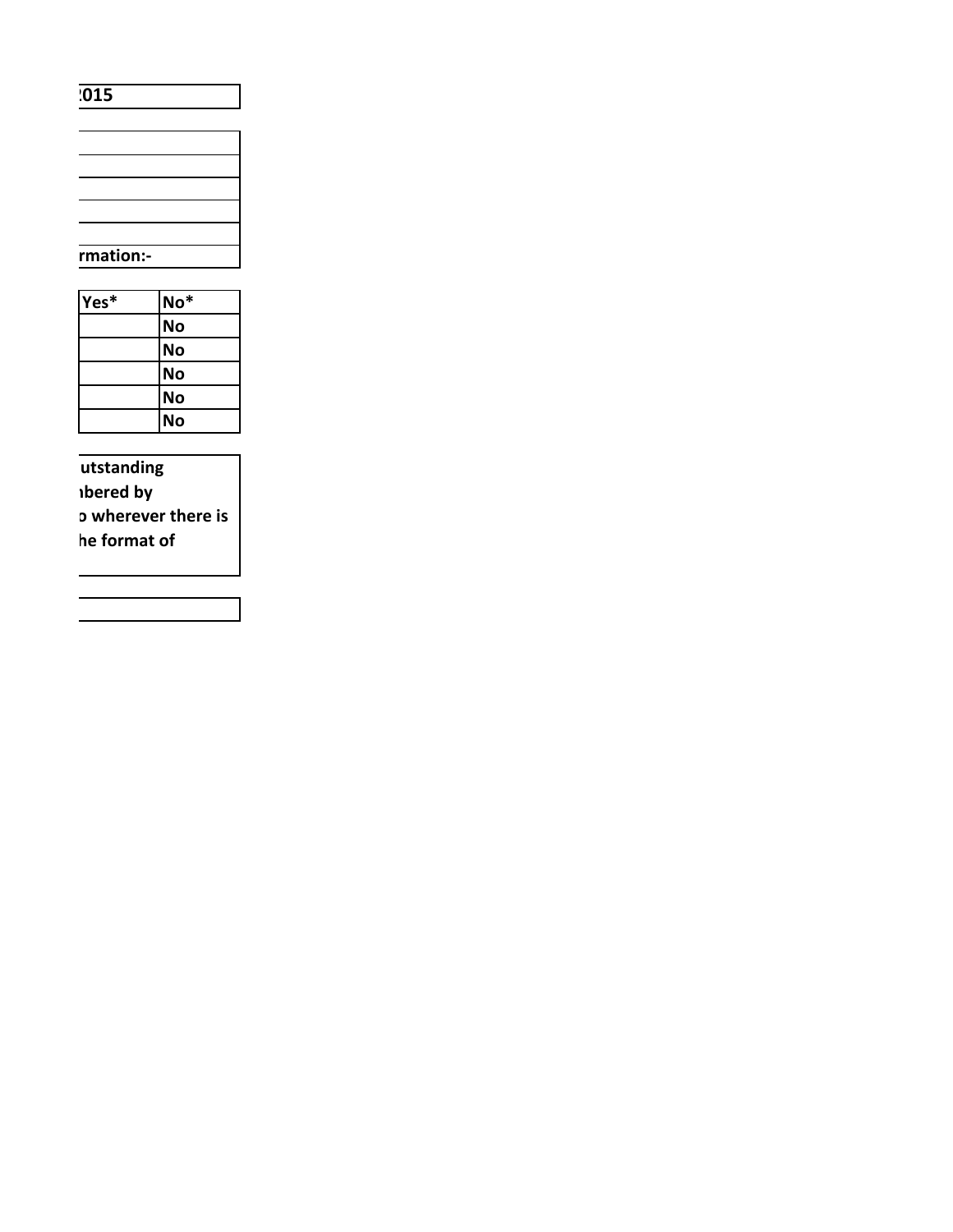| 2015 |
|---|

| |
|---|
| |
| |
| |
| |
| rmation:- |

| Yes* | No* |
|---|---|
| | No |
| | No |
| | No |
| | No |
| | No |

| utstanding<br>ıbered by<br>ɔ wherever there is<br>he format of |
|---|

| |
|---|